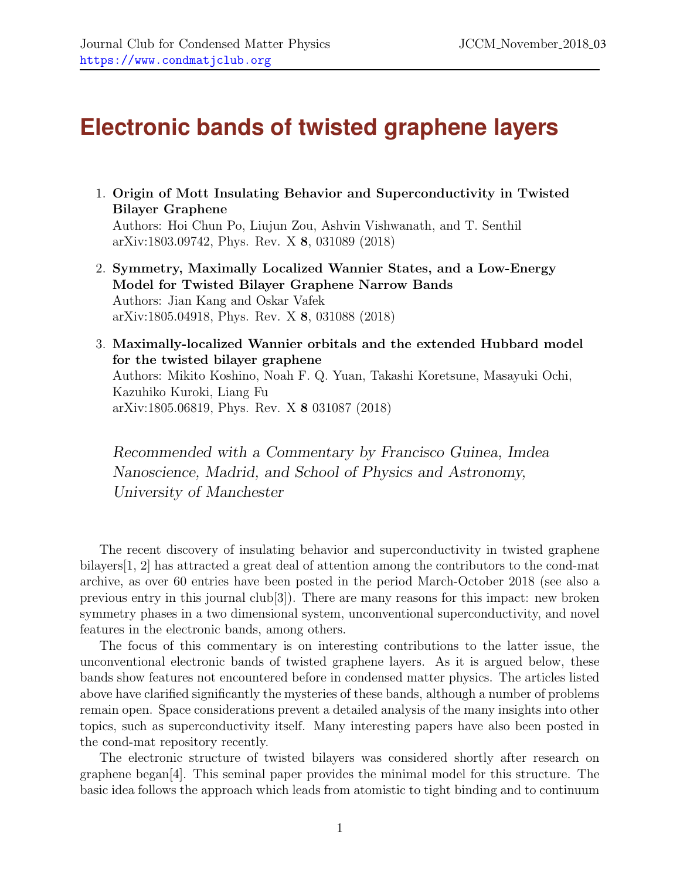# Electronic bands of twisted graphene layers

1. **Origin of Mott Insulating Behavior and Superconductivity in Twisted Bilayer Graphene**
   Authors: Hoi Chun Po, Liujun Zou, Ashvin Vishwanath, and T. Senthil
   arXiv:1803.09742, Phys. Rev. X **8**, 031089 (2018)

2. **Symmetry, Maximally Localized Wannier States, and a Low-Energy Model for Twisted Bilayer Graphene Narrow Bands**
   Authors: Jian Kang and Oskar Vafek
   arXiv:1805.04918, Phys. Rev. X **8**, 031088 (2018)

3. **Maximally-localized Wannier orbitals and the extended Hubbard model for the twisted bilayer graphene**
   Authors: Mikito Koshino, Noah F. Q. Yuan, Takashi Koretsune, Masayuki Ochi, Kazuhiko Kuroki, Liang Fu
   arXiv:1805.06819, Phys. Rev. X **8** 031087 (2018)

*Recommended with a Commentary by Francisco Guinea, Imdea Nanoscience, Madrid, and School of Physics and Astronomy, University of Manchester*

The recent discovery of insulating behavior and superconductivity in twisted graphene bilayers[1, 2] has attracted a great deal of attention among the contributors to the cond-mat archive, as over 60 entries have been posted in the period March-October 2018 (see also a previous entry in this journal club[3]). There are many reasons for this impact: new broken symmetry phases in a two dimensional system, unconventional superconductivity, and novel features in the electronic bands, among others.

The focus of this commentary is on interesting contributions to the latter issue, the unconventional electronic bands of twisted graphene layers. As it is argued below, these bands show features not encountered before in condensed matter physics. The articles listed above have clarified significantly the mysteries of these bands, although a number of problems remain open. Space considerations prevent a detailed analysis of the many insights into other topics, such as superconductivity itself. Many interesting papers have also been posted in the cond-mat repository recently.

The electronic structure of twisted bilayers was considered shortly after research on graphene began[4]. This seminal paper provides the minimal model for this structure. The basic idea follows the approach which leads from atomistic to tight binding and to continuum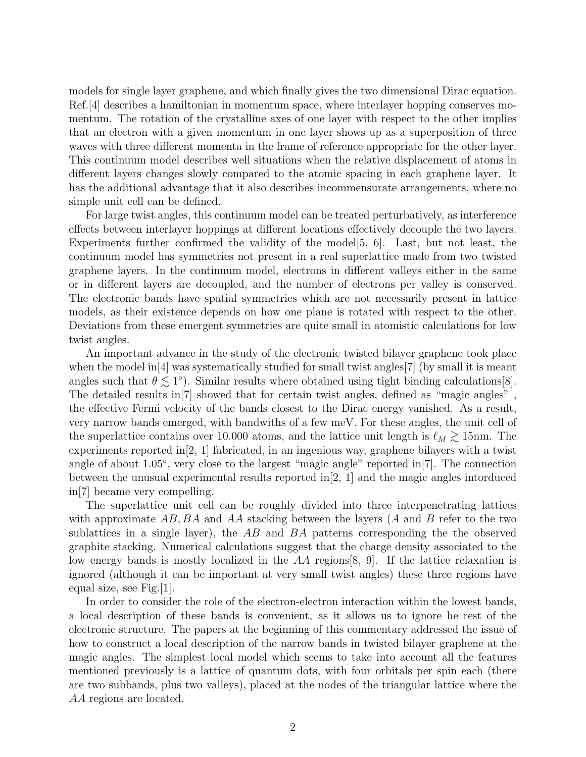models for single layer graphene, and which finally gives the two dimensional Dirac equation. Ref.[4] describes a hamiltonian in momentum space, where interlayer hopping conserves momentum. The rotation of the crystalline axes of one layer with respect to the other implies that an electron with a given momentum in one layer shows up as a superposition of three waves with three different momenta in the frame of reference appropriate for the other layer. This continuum model describes well situations when the relative displacement of atoms in different layers changes slowly compared to the atomic spacing in each graphene layer. It has the additional advantage that it also describes incommensurate arrangements, where no simple unit cell can be defined.

For large twist angles, this continuum model can be treated perturbatively, as interference effects between interlayer hoppings at different locations effectively decouple the two layers. Experiments further confirmed the validity of the model[5, 6]. Last, but not least, the continuum model has symmetries not present in a real superlattice made from two twisted graphene layers. In the continuum model, electrons in different valleys either in the same or in different layers are decoupled, and the number of electrons per valley is conserved. The electronic bands have spatial symmetries which are not necessarily present in lattice models, as their existence depends on how one plane is rotated with respect to the other. Deviations from these emergent symmetries are quite small in atomistic calculations for low twist angles.

An important advance in the study of the electronic twisted bilayer graphene took place when the model in[4] was systematically studied for small twist angles[7] (by small it is meant angles such that $\theta \lesssim 1^\circ$). Similar results where obtained using tight binding calculations[8]. The detailed results in[7] showed that for certain twist angles, defined as "magic angles" , the effective Fermi velocity of the bands closest to the Dirac energy vanished. As a result, very narrow bands emerged, with bandwiths of a few meV. For these angles, the unit cell of the superlattice contains over 10.000 atoms, and the lattice unit length is $\ell_M \gtrsim 15$nm. The experiments reported in[2, 1] fabricated, in an ingenious way, graphene bilayers with a twist angle of about $1.05^\circ$, very close to the largest "magic angle" reported in[7]. The connection between the unusual experimental results reported in[2, 1] and the magic angles intorduced in[7] became very compelling.

The superlattice unit cell can be roughly divided into three interpenetrating lattices with approximate $AB, BA$ and $AA$ stacking between the layers ($A$ and $B$ refer to the two sublattices in a single layer), the $AB$ and $BA$ patterns corresponding the the observed graphite stacking. Numerical calculations suggest that the charge density associated to the low energy bands is mostly localized in the $AA$ regions[8, 9]. If the lattice relaxation is ignored (although it can be important at very small twist angles) these three regions have equal size, see Fig.[1].

In order to consider the role of the electron-electron interaction within the lowest bands, a local description of these bands is convenient, as it allows us to ignore he rest of the electronic structure. The papers at the beginning of this commentary addressed the issue of how to construct a local description of the narrow bands in twisted bilayer graphene at the magic angles. The simplest local model which seems to take into account all the features mentioned previously is a lattice of quantum dots, with four orbitals per spin each (there are two subbands, plus two valleys), placed at the nodes of the triangular lattice where the $AA$ regions are located.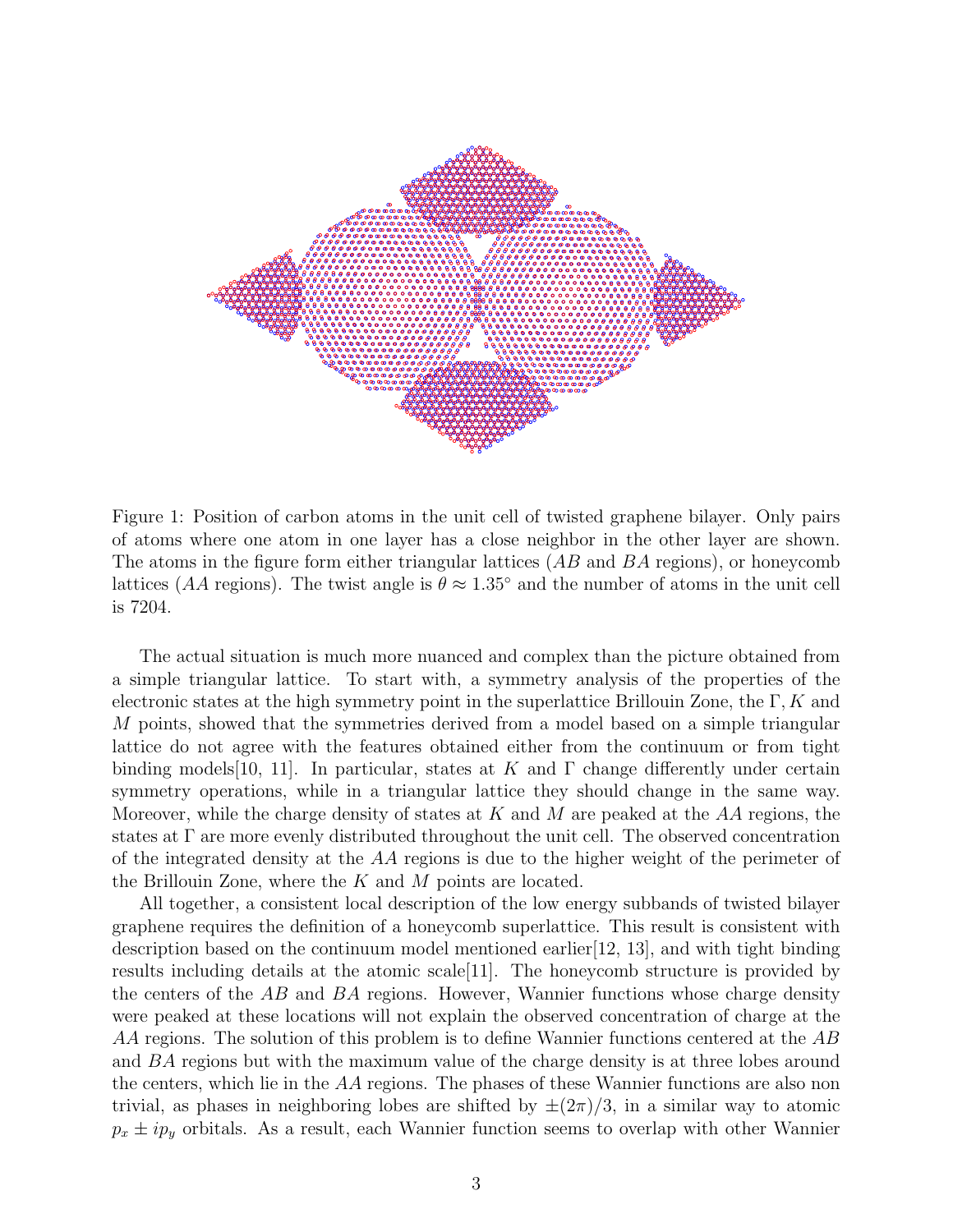Figure 1: Position of carbon atoms in the unit cell of twisted graphene bilayer. Only pairs of atoms where one atom in one layer has a close neighbor in the other layer are shown. The atoms in the figure form either triangular lattices ($AB$ and $BA$ regions), or honeycomb lattices ($AA$ regions). The twist angle is $\theta \approx 1.35^\circ$ and the number of atoms in the unit cell is 7204.

The actual situation is much more nuanced and complex than the picture obtained from a simple triangular lattice. To start with, a symmetry analysis of the properties of the electronic states at the high symmetry point in the superlattice Brillouin Zone, the $\Gamma, K$ and $M$ points, showed that the symmetries derived from a model based on a simple triangular lattice do not agree with the features obtained either from the continuum or from tight binding models[10, 11]. In particular, states at $K$ and $\Gamma$ change differently under certain symmetry operations, while in a triangular lattice they should change in the same way. Moreover, while the charge density of states at $K$ and $M$ are peaked at the $AA$ regions, the states at $\Gamma$ are more evenly distributed throughout the unit cell. The observed concentration of the integrated density at the $AA$ regions is due to the higher weight of the perimeter of the Brillouin Zone, where the $K$ and $M$ points are located.

All together, a consistent local description of the low energy subbands of twisted bilayer graphene requires the definition of a honeycomb superlattice. This result is consistent with description based on the continuum model mentioned earlier[12, 13], and with tight binding results including details at the atomic scale[11]. The honeycomb structure is provided by the centers of the $AB$ and $BA$ regions. However, Wannier functions whose charge density were peaked at these locations will not explain the observed concentration of charge at the $AA$ regions. The solution of this problem is to define Wannier functions centered at the $AB$ and $BA$ regions but with the maximum value of the charge density is at three lobes around the centers, which lie in the $AA$ regions. The phases of these Wannier functions are also non trivial, as phases in neighboring lobes are shifted by $\pm(2\pi)/3$, in a similar way to atomic $p_x \pm ip_y$ orbitals. As a result, each Wannier function seems to overlap with other Wannier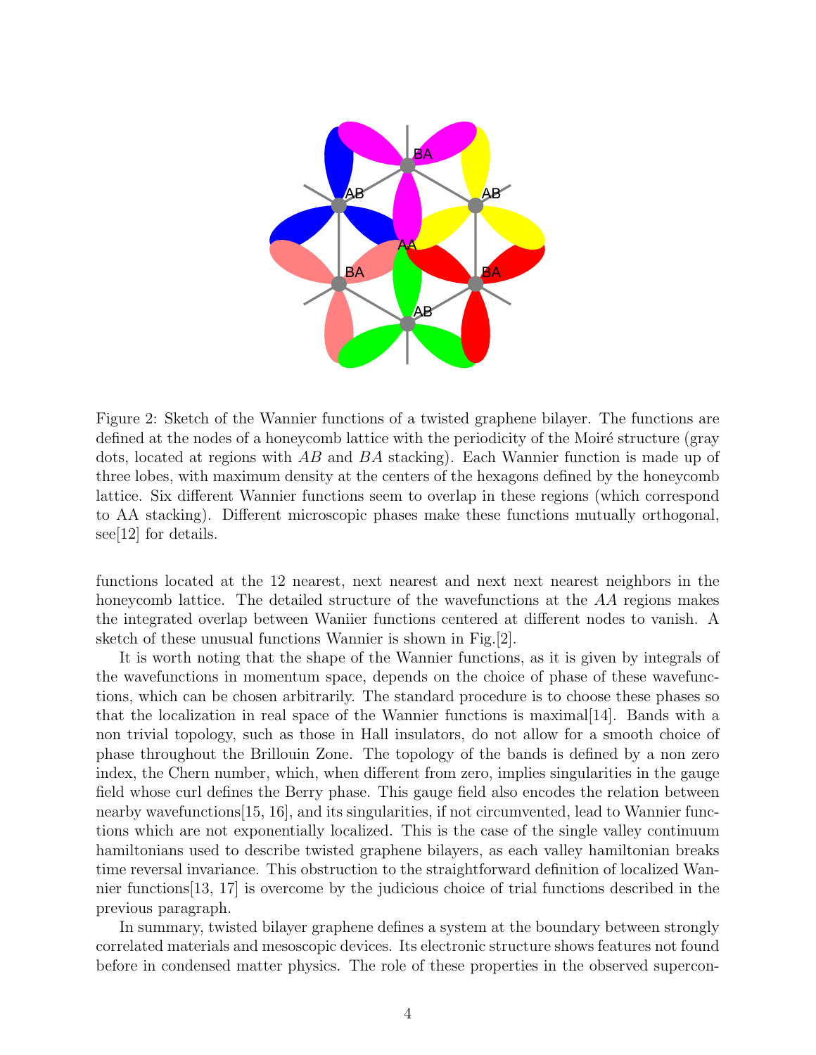Figure 2: Sketch of the Wannier functions of a twisted graphene bilayer. The functions are defined at the nodes of a honeycomb lattice with the periodicity of the Moiré structure (gray dots, located at regions with $AB$ and $BA$ stacking). Each Wannier function is made up of three lobes, with maximum density at the centers of the hexagons defined by the honeycomb lattice. Six different Wannier functions seem to overlap in these regions (which correspond to AA stacking). Different microscopic phases make these functions mutually orthogonal, see[12] for details.

functions located at the 12 nearest, next nearest and next next nearest neighbors in the honeycomb lattice. The detailed structure of the wavefunctions at the $AA$ regions makes the integrated overlap between Waniier functions centered at different nodes to vanish. A sketch of these unusual functions Wannier is shown in Fig.[2].

It is worth noting that the shape of the Wannier functions, as it is given by integrals of the wavefunctions in momentum space, depends on the choice of phase of these wavefunctions, which can be chosen arbitrarily. The standard procedure is to choose these phases so that the localization in real space of the Wannier functions is maximal[14]. Bands with a non trivial topology, such as those in Hall insulators, do not allow for a smooth choice of phase throughout the Brillouin Zone. The topology of the bands is defined by a non zero index, the Chern number, which, when different from zero, implies singularities in the gauge field whose curl defines the Berry phase. This gauge field also encodes the relation between nearby wavefunctions[15, 16], and its singularities, if not circumvented, lead to Wannier functions which are not exponentially localized. This is the case of the single valley continuum hamiltonians used to describe twisted graphene bilayers, as each valley hamiltonian breaks time reversal invariance. This obstruction to the straightforward definition of localized Wannier functions[13, 17] is overcome by the judicious choice of trial functions described in the previous paragraph.

In summary, twisted bilayer graphene defines a system at the boundary between strongly correlated materials and mesoscopic devices. Its electronic structure shows features not found before in condensed matter physics. The role of these properties in the observed supercon-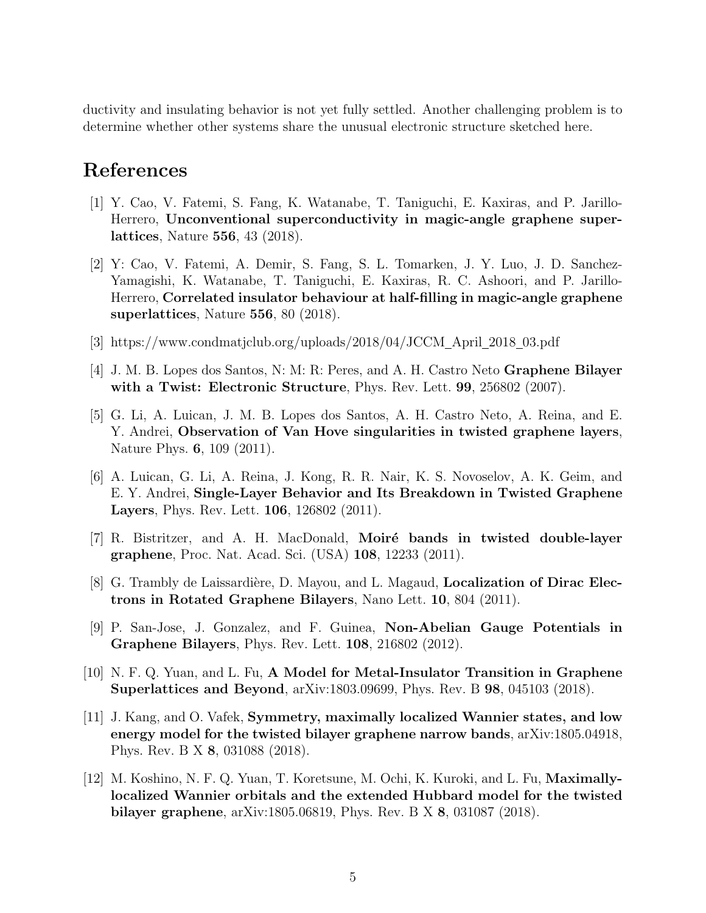ductivity and insulating behavior is not yet fully settled. Another challenging problem is to determine whether other systems share the unusual electronic structure sketched here.

## References

[1] Y. Cao, V. Fatemi, S. Fang, K. Watanabe, T. Taniguchi, E. Kaxiras, and P. Jarillo-Herrero, **Unconventional superconductivity in magic-angle graphene superlattices**, Nature **556**, 43 (2018).

[2] Y: Cao, V. Fatemi, A. Demir, S. Fang, S. L. Tomarken, J. Y. Luo, J. D. Sanchez-Yamagishi, K. Watanabe, T. Taniguchi, E. Kaxiras, R. C. Ashoori, and P. Jarillo-Herrero, **Correlated insulator behaviour at half-filling in magic-angle graphene superlattices**, Nature **556**, 80 (2018).

[3] https://www.condmatjclub.org/uploads/2018/04/JCCM_April_2018_03.pdf

[4] J. M. B. Lopes dos Santos, N: M: R: Peres, and A. H. Castro Neto **Graphene Bilayer with a Twist: Electronic Structure**, Phys. Rev. Lett. **99**, 256802 (2007).

[5] G. Li, A. Luican, J. M. B. Lopes dos Santos, A. H. Castro Neto, A. Reina, and E. Y. Andrei, **Observation of Van Hove singularities in twisted graphene layers**, Nature Phys. **6**, 109 (2011).

[6] A. Luican, G. Li, A. Reina, J. Kong, R. R. Nair, K. S. Novoselov, A. K. Geim, and E. Y. Andrei, **Single-Layer Behavior and Its Breakdown in Twisted Graphene Layers**, Phys. Rev. Lett. **106**, 126802 (2011).

[7] R. Bistritzer, and A. H. MacDonald, **Moiré bands in twisted double-layer graphene**, Proc. Nat. Acad. Sci. (USA) **108**, 12233 (2011).

[8] G. Trambly de Laissardière, D. Mayou, and L. Magaud, **Localization of Dirac Electrons in Rotated Graphene Bilayers**, Nano Lett. **10**, 804 (2011).

[9] P. San-Jose, J. Gonzalez, and F. Guinea, **Non-Abelian Gauge Potentials in Graphene Bilayers**, Phys. Rev. Lett. **108**, 216802 (2012).

[10] N. F. Q. Yuan, and L. Fu, **A Model for Metal-Insulator Transition in Graphene Superlattices and Beyond**, arXiv:1803.09699, Phys. Rev. B **98**, 045103 (2018).

[11] J. Kang, and O. Vafek, **Symmetry, maximally localized Wannier states, and low energy model for the twisted bilayer graphene narrow bands**, arXiv:1805.04918, Phys. Rev. B X **8**, 031088 (2018).

[12] M. Koshino, N. F. Q. Yuan, T. Koretsune, M. Ochi, K. Kuroki, and L. Fu, **Maximally-localized Wannier orbitals and the extended Hubbard model for the twisted bilayer graphene**, arXiv:1805.06819, Phys. Rev. B X **8**, 031087 (2018).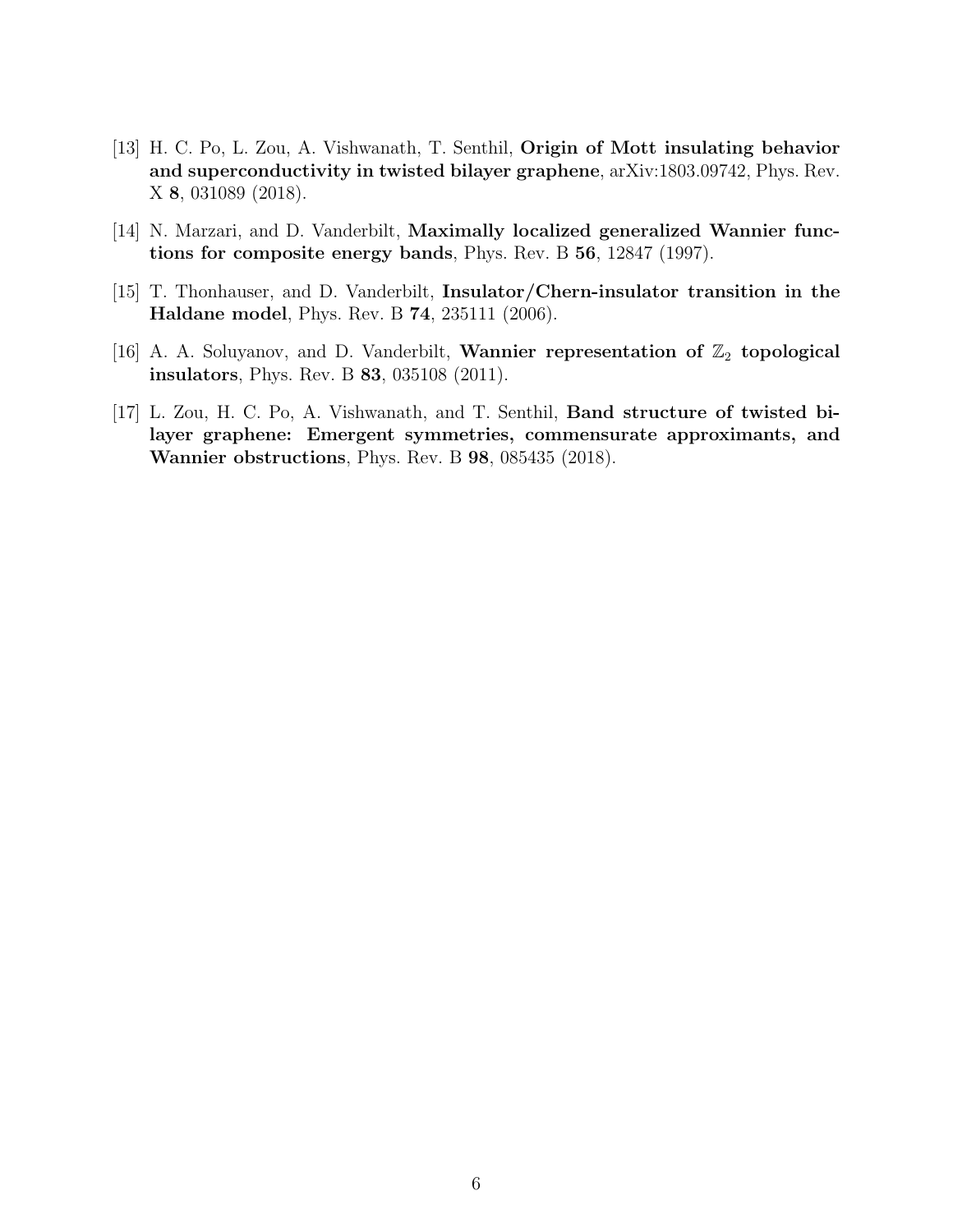[13] H. C. Po, L. Zou, A. Vishwanath, T. Senthil, **Origin of Mott insulating behavior and superconductivity in twisted bilayer graphene**, arXiv:1803.09742, Phys. Rev. X **8**, 031089 (2018).

[14] N. Marzari, and D. Vanderbilt, **Maximally localized generalized Wannier functions for composite energy bands**, Phys. Rev. B **56**, 12847 (1997).

[15] T. Thonhauser, and D. Vanderbilt, **Insulator/Chern-insulator transition in the Haldane model**, Phys. Rev. B **74**, 235111 (2006).

[16] A. A. Soluyanov, and D. Vanderbilt, **Wannier representation of $\mathbb{Z}_2$ topological insulators**, Phys. Rev. B **83**, 035108 (2011).

[17] L. Zou, H. C. Po, A. Vishwanath, and T. Senthil, **Band structure of twisted bilayer graphene: Emergent symmetries, commensurate approximants, and Wannier obstructions**, Phys. Rev. B **98**, 085435 (2018).